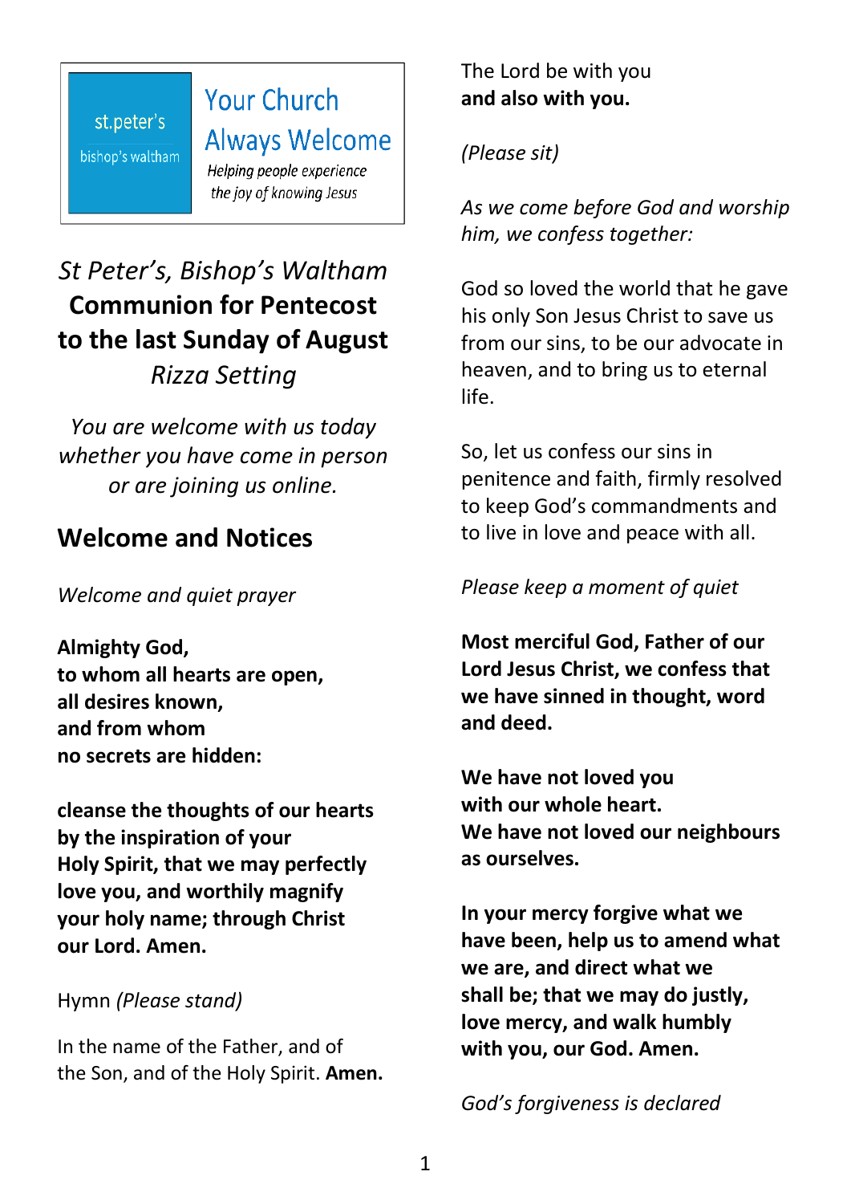st.peter's
bishop's waltham

Your Church
Always Welcome
*Helping people experience the joy of knowing Jesus*

*St Peter's, Bishop's Waltham*

# Communion for Pentecost to the last Sunday of August

*Rizza Setting*

*You are welcome with us today whether you have come in person or are joining us online.*

## Welcome and Notices

*Welcome and quiet prayer*

**Almighty God,**
**to whom all hearts are open,**
**all desires known,**
**and from whom**
**no secrets are hidden:**

**cleanse the thoughts of our hearts by the inspiration of your Holy Spirit, that we may perfectly love you, and worthily magnify your holy name; through Christ our Lord. Amen.**

Hymn *(Please stand)*

In the name of the Father, and of the Son, and of the Holy Spirit. **Amen.**

The Lord be with you
**and also with you.**

*(Please sit)*

*As we come before God and worship him, we confess together:*

God so loved the world that he gave his only Son Jesus Christ to save us from our sins, to be our advocate in heaven, and to bring us to eternal life.

So, let us confess our sins in penitence and faith, firmly resolved to keep God's commandments and to live in love and peace with all.

*Please keep a moment of quiet*

**Most merciful God, Father of our Lord Jesus Christ, we confess that we have sinned in thought, word and deed.**

**We have not loved you**
**with our whole heart.**
**We have not loved our neighbours**
**as ourselves.**

**In your mercy forgive what we have been, help us to amend what we are, and direct what we shall be; that we may do justly, love mercy, and walk humbly with you, our God. Amen.**

*God's forgiveness is declared*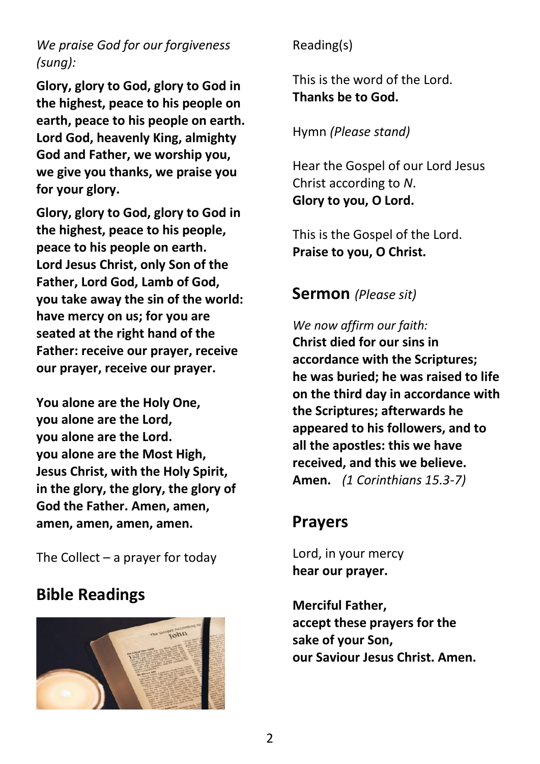*We praise God for our forgiveness (sung):*

**Glory, glory to God, glory to God in the highest, peace to his people on earth, peace to his people on earth. Lord God, heavenly King, almighty God and Father, we worship you, we give you thanks, we praise you for your glory.**

**Glory, glory to God, glory to God in the highest, peace to his people, peace to his people on earth. Lord Jesus Christ, only Son of the Father, Lord God, Lamb of God, you take away the sin of the world: have mercy on us; for you are seated at the right hand of the Father: receive our prayer, receive our prayer, receive our prayer.**

**You alone are the Holy One,**
**you alone are the Lord,**
**you alone are the Lord.**
**you alone are the Most High,**
**Jesus Christ, with the Holy Spirit,**
**in the glory, the glory, the glory of God the Father. Amen, amen, amen, amen, amen, amen.**

The Collect – a prayer for today

## Bible Readings

Reading(s)

This is the word of the Lord.
**Thanks be to God.**

Hymn *(Please stand)*

Hear the Gospel of our Lord Jesus Christ according to *N*.
**Glory to you, O Lord.**

This is the Gospel of the Lord.
**Praise to you, O Christ.**

## Sermon *(Please sit)*

*We now affirm our faith:*
**Christ died for our sins in accordance with the Scriptures; he was buried; he was raised to life on the third day in accordance with the Scriptures; afterwards he appeared to his followers, and to all the apostles: this we have received, and this we believe. Amen.** *(1 Corinthians 15.3-7)*

## Prayers

Lord, in your mercy
**hear our prayer.**

**Merciful Father,**
**accept these prayers for the sake of your Son,**
**our Saviour Jesus Christ. Amen.**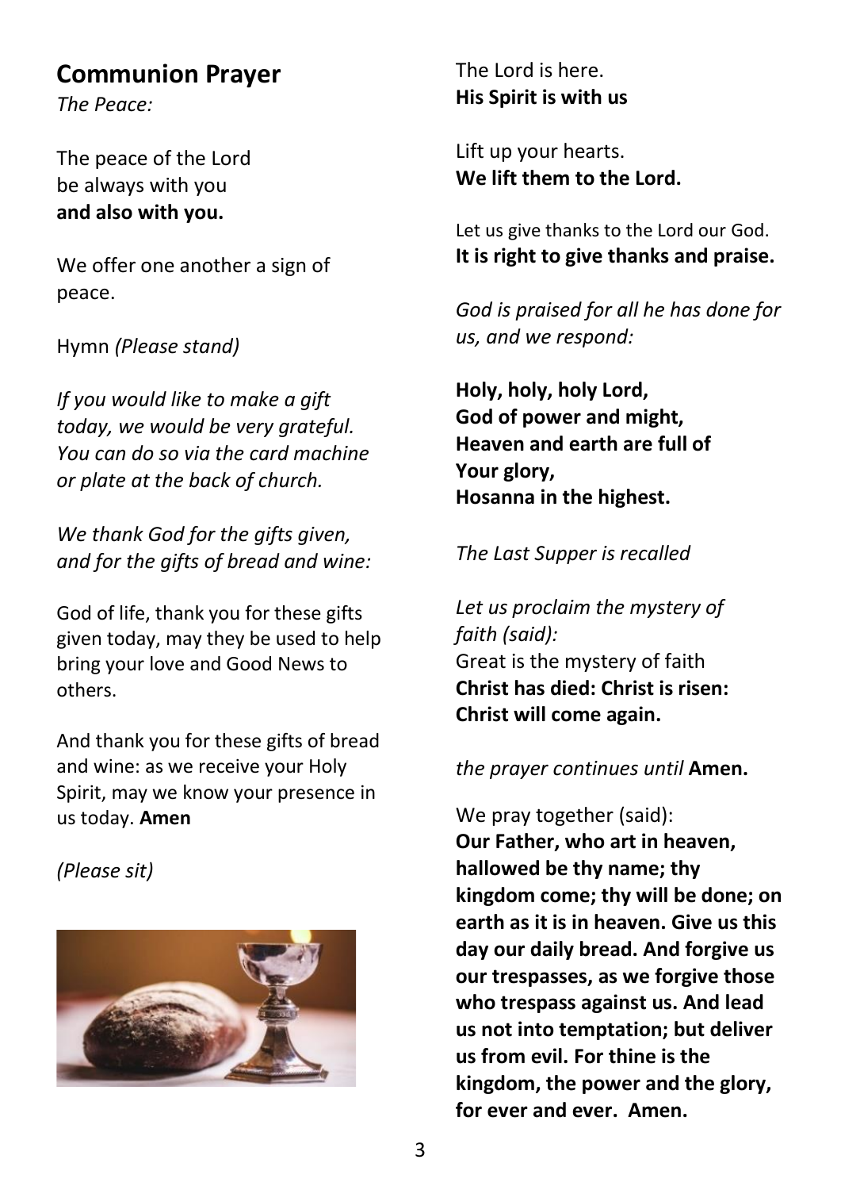## Communion Prayer

*The Peace:*

The peace of the Lord
be always with you
**and also with you.**

We offer one another a sign of peace.

Hymn *(Please stand)*

*If you would like to make a gift today, we would be very grateful. You can do so via the card machine or plate at the back of church.*

*We thank God for the gifts given, and for the gifts of bread and wine:*

God of life, thank you for these gifts given today, may they be used to help bring your love and Good News to others.

And thank you for these gifts of bread and wine: as we receive your Holy Spirit, may we know your presence in us today. **Amen**

*(Please sit)*

The Lord is here.
**His Spirit is with us**

Lift up your hearts.
**We lift them to the Lord.**

Let us give thanks to the Lord our God.
**It is right to give thanks and praise.**

*God is praised for all he has done for us, and we respond:*

**Holy, holy, holy Lord,**
**God of power and might,**
**Heaven and earth are full of Your glory,**
**Hosanna in the highest.**

*The Last Supper is recalled*

*Let us proclaim the mystery of faith (said):*
Great is the mystery of faith
**Christ has died: Christ is risen:**
**Christ will come again.**

*the prayer continues until* **Amen.**

We pray together (said):
**Our Father, who art in heaven, hallowed be thy name; thy kingdom come; thy will be done; on earth as it is in heaven. Give us this day our daily bread. And forgive us our trespasses, as we forgive those who trespass against us. And lead us not into temptation; but deliver us from evil. For thine is the kingdom, the power and the glory, for ever and ever. Amen.**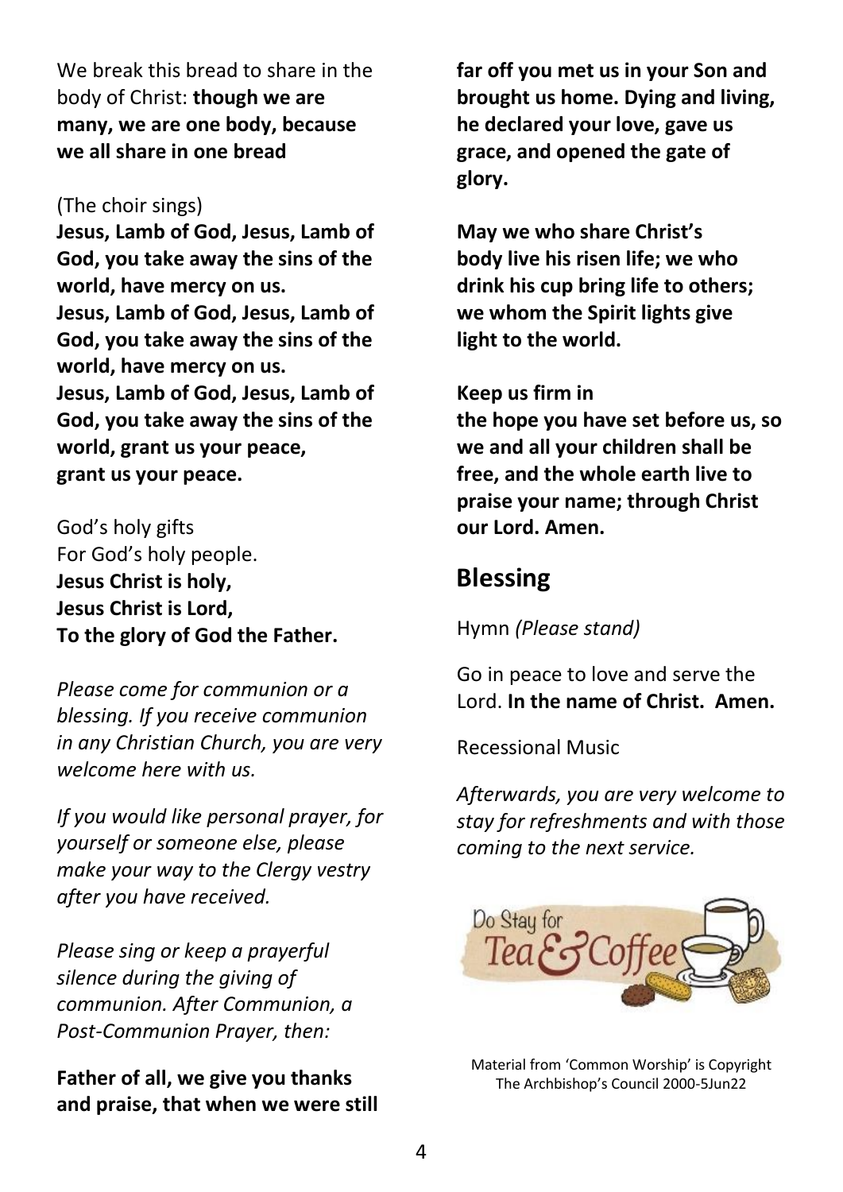We break this bread to share in the body of Christ: **though we are many, we are one body, because we all share in one bread**

(The choir sings)

**Jesus, Lamb of God, Jesus, Lamb of God, you take away the sins of the world, have mercy on us.**
**Jesus, Lamb of God, Jesus, Lamb of God, you take away the sins of the world, have mercy on us.**
**Jesus, Lamb of God, Jesus, Lamb of God, you take away the sins of the world, grant us your peace, grant us your peace.**

God's holy gifts
For God's holy people.
**Jesus Christ is holy,**
**Jesus Christ is Lord,**
**To the glory of God the Father.**

*Please come for communion or a blessing. If you receive communion in any Christian Church, you are very welcome here with us.*

*If you would like personal prayer, for yourself or someone else, please make your way to the Clergy vestry after you have received.*

*Please sing or keep a prayerful silence during the giving of communion. After Communion, a Post-Communion Prayer, then:*

**Father of all, we give you thanks and praise, that when we were still far off you met us in your Son and brought us home. Dying and living, he declared your love, gave us grace, and opened the gate of glory.**

**May we who share Christ's body live his risen life; we who drink his cup bring life to others; we whom the Spirit lights give light to the world.**

**Keep us firm in the hope you have set before us, so we and all your children shall be free, and the whole earth live to praise your name; through Christ our Lord. Amen.**

## Blessing

Hymn *(Please stand)*

Go in peace to love and serve the Lord. **In the name of Christ. Amen.**

Recessional Music

*Afterwards, you are very welcome to stay for refreshments and with those coming to the next service.*

Do Stay for Tea & Coffee

Material from 'Common Worship' is Copyright The Archbishop's Council 2000-5Jun22